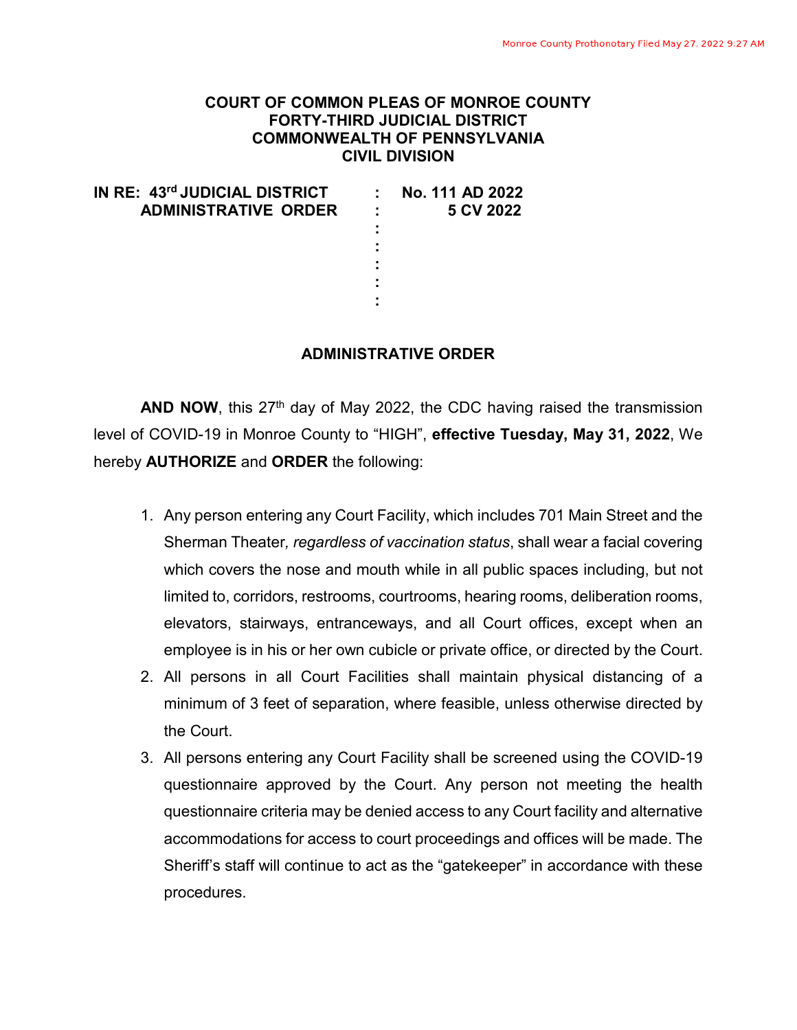Monroe County Prothonotary Filed May 27, 2022 9:27 AM

**COURT OF COMMON PLEAS OF MONROE COUNTY**
**FORTY-THIRD JUDICIAL DISTRICT**
**COMMONWEALTH OF PENNSYLVANIA**
**CIVIL DIVISION**

| | | |
|---|---|---|
| **IN RE: 43rd JUDICIAL DISTRICT ADMINISTRATIVE ORDER** | : | **No. 111 AD 2022** **5 CV 2022** |

## ADMINISTRATIVE ORDER

**AND NOW**, this 27th day of May 2022, the CDC having raised the transmission level of COVID-19 in Monroe County to "HIGH", **effective Tuesday, May 31, 2022**, We hereby **AUTHORIZE** and **ORDER** the following:

1. Any person entering any Court Facility, which includes 701 Main Street and the Sherman Theater*, regardless of vaccination status*, shall wear a facial covering which covers the nose and mouth while in all public spaces including, but not limited to, corridors, restrooms, courtrooms, hearing rooms, deliberation rooms, elevators, stairways, entranceways, and all Court offices, except when an employee is in his or her own cubicle or private office, or directed by the Court.
2. All persons in all Court Facilities shall maintain physical distancing of a minimum of 3 feet of separation, where feasible, unless otherwise directed by the Court.
3. All persons entering any Court Facility shall be screened using the COVID-19 questionnaire approved by the Court. Any person not meeting the health questionnaire criteria may be denied access to any Court facility and alternative accommodations for access to court proceedings and offices will be made. The Sheriff's staff will continue to act as the "gatekeeper" in accordance with these procedures.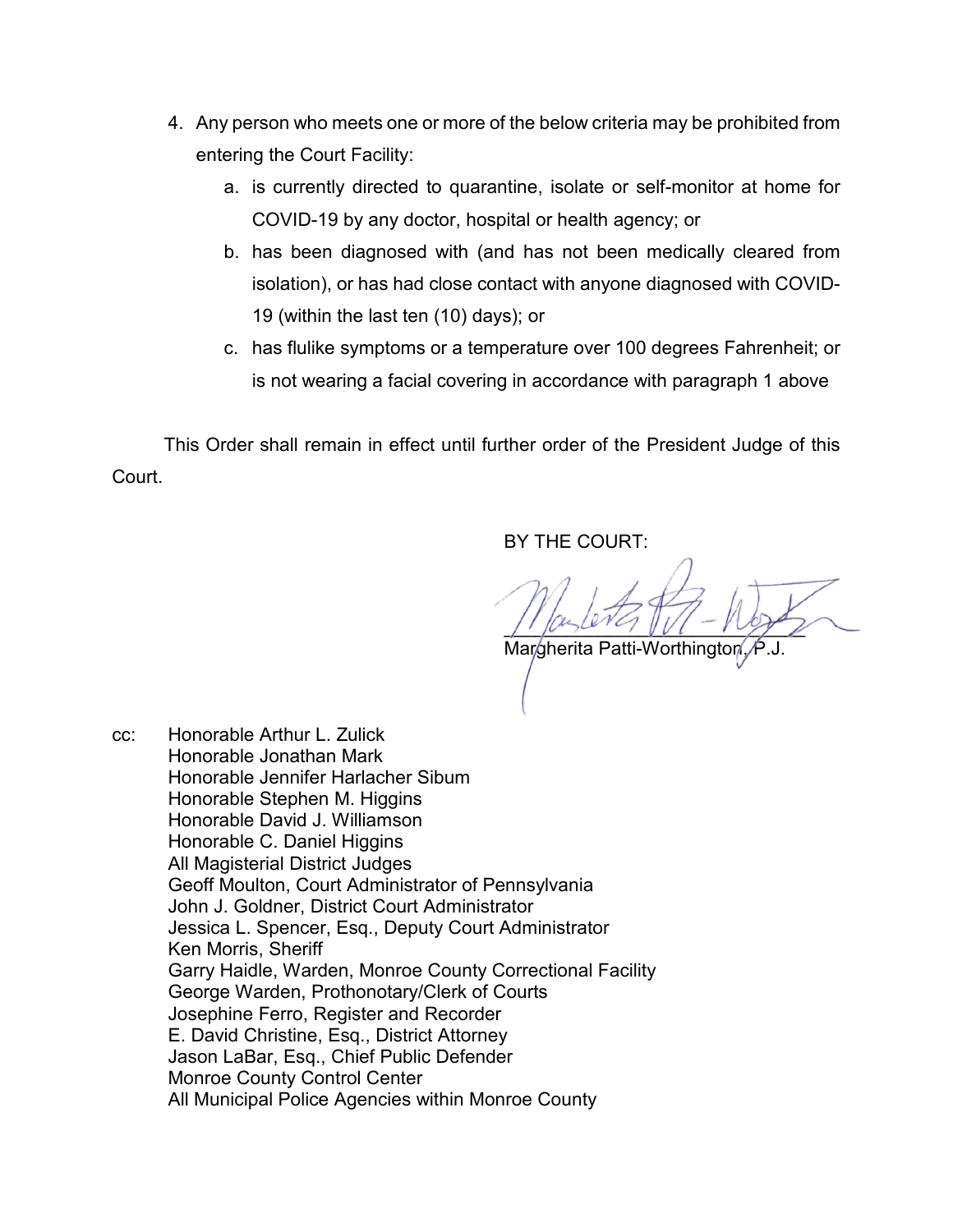4. Any person who meets one or more of the below criteria may be prohibited from entering the Court Facility:
   a. is currently directed to quarantine, isolate or self-monitor at home for COVID-19 by any doctor, hospital or health agency; or
   b. has been diagnosed with (and has not been medically cleared from isolation), or has had close contact with anyone diagnosed with COVID-19 (within the last ten (10) days); or
   c. has flulike symptoms or a temperature over 100 degrees Fahrenheit; or is not wearing a facial covering in accordance with paragraph 1 above

This Order shall remain in effect until further order of the President Judge of this Court.

BY THE COURT:

Margherita Patti-Worthington, P.J.

cc: Honorable Arthur L. Zulick
Honorable Jonathan Mark
Honorable Jennifer Harlacher Sibum
Honorable Stephen M. Higgins
Honorable David J. Williamson
Honorable C. Daniel Higgins
All Magisterial District Judges
Geoff Moulton, Court Administrator of Pennsylvania
John J. Goldner, District Court Administrator
Jessica L. Spencer, Esq., Deputy Court Administrator
Ken Morris, Sheriff
Garry Haidle, Warden, Monroe County Correctional Facility
George Warden, Prothonotary/Clerk of Courts
Josephine Ferro, Register and Recorder
E. David Christine, Esq., District Attorney
Jason LaBar, Esq., Chief Public Defender
Monroe County Control Center
All Municipal Police Agencies within Monroe County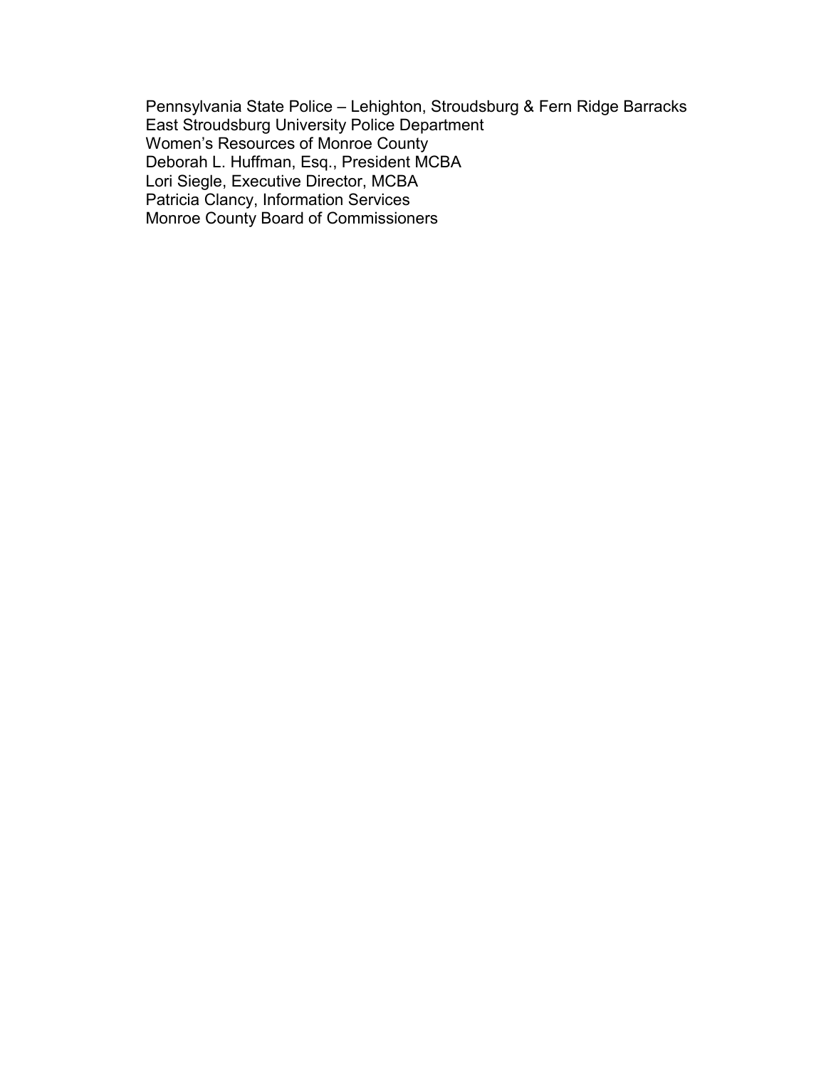Pennsylvania State Police – Lehighton, Stroudsburg & Fern Ridge Barracks
East Stroudsburg University Police Department
Women's Resources of Monroe County
Deborah L. Huffman, Esq., President MCBA
Lori Siegle, Executive Director, MCBA
Patricia Clancy, Information Services
Monroe County Board of Commissioners